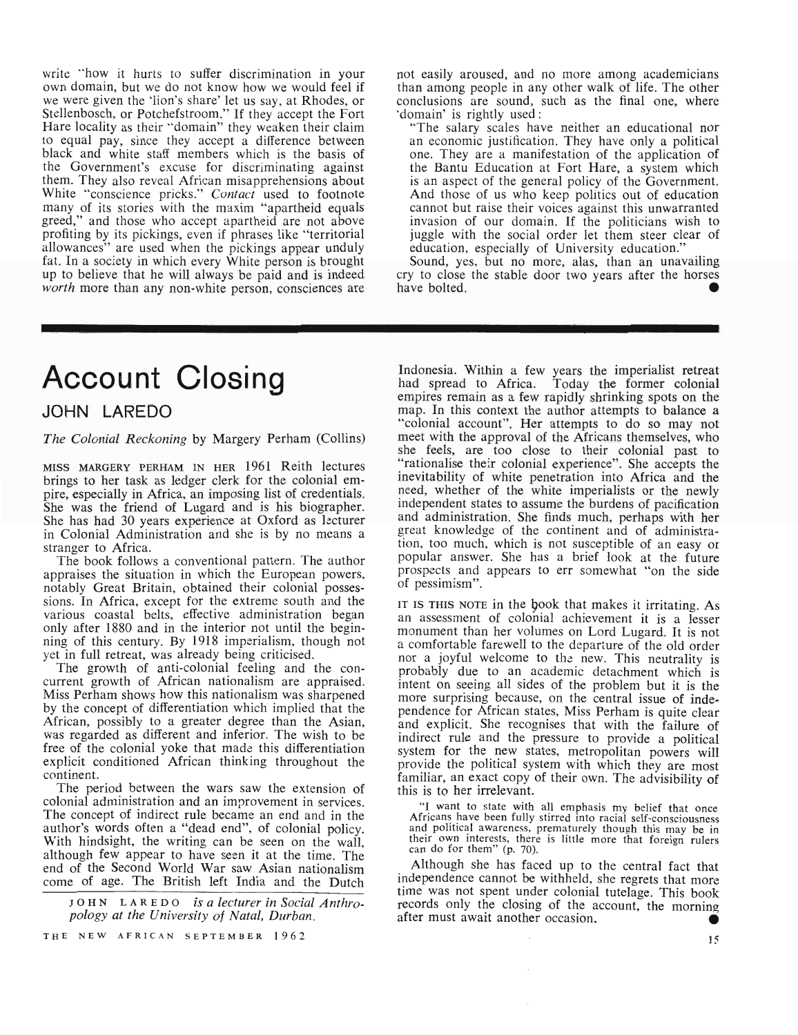write "how it hurts to suffer discrimination in your own domain, but we do not know how we would feel if we were given the 'lion's share' let us say, at Rhodes, or Stellenbosch, or Potchefstroom." If they accept the Fort Hare locality as their "domain" they weaken their claim to equal pay, since they accept a difference between black and white staff members which is the basis of the Government's excuse for discriminating against them. They also reveal African misapprehensions about White "conscience pricks." *Contact* used to footnote many of its stories with the maxim "apartheid equals greed," and those who accept apartheid are not above profiting by its pickings, even if phrases like "territorial allowances" are used when the pickings appear unduly fat. In a society in which every White person is brought up to believe that he will always be paid and is indeed *worth* more than any non-white person, consciences are not easily aroused, and no more among academicians than among people in any other walk of life. The other conclusions are sound, such as the final one, where 'domain' is rightly used:

"The salary scales have neither an educational nor an economic justification. They have only a political one. They are a manifestation of the application of the Bantu Education at Fort Hare, a system which is an aspect of the general policy of the Government. And those of us who keep politics out of education cannot but raise their voices against this unwarranted invasion of our domain. If the politicians wish to juggle with the social order let them steer clear of education, especially of University education."

Sound, yes, but no more, alas, than an unavailing cry to close the stable door two years after the horses have bolted. ●

# Account Closing

## JOHN LAREDO

*The Colonial Reckoning* by Margery Perham (Collins)

MISS MARGERY PERHAM IN HER 1961 Reith lectures brings to her task as ledger clerk for the colonial empire, especially in Africa, an imposing list of credentials. She was the friend of Lugard and is his biographer. She has had 30 years experience at Oxford as lecturer in Colonial Administration and she is by no means a stranger to Africa.

The book follows a conventional pattern. The author appraises the situation in which the European powers, notably Great Britain, obtained their colonial possessions. In Africa, except for the extreme south and the various coastal belts, effective administration began only after 1880 and in the interior not until the beginning of this century. By 1918 imperialism, though not yet in full retreat, was already being criticised.

The growth of anti-colonial feeling and the concurrent growth of African nationalism are appraised. Miss Perham shows how this nationalism was sharpened by the concept of differentiation which implied that the African, possibly to a greater degree than the Asian, was regarded as different and inferior. The wish to be free of the colonial yoke that made this differentiation explicit conditioned African thinking throughout the continent.

The period between the wars saw the extension of colonial administration and an improvement in services. The concept of indirect rule became an end and in the author's words often a "dead end", of colonial policy. With hindsight, the writing can be seen on the wall, although few appear to have seen it at the time. The end of the Second World War saw Asian nationalism come of age. The British left India and the Dutch Indonesia. Within a few years the imperialist retreat had spread to Africa. Today the former colonial empires remain as a few rapidly shrinking spots on the map. In this context the author attempts to balance a "colonial account". Her attempts to do so may not meet with the approval of the Africans themselves, who she feels, are too close to their colonial past to "rationalise their colonial experience". She accepts the inevitability of white penetration into Africa and the need, whether of the white imperialists or the newly independent states to assume the burdens of pacification and administration. She finds much, perhaps with her great knowledge of the continent and of administration, too much, which is not susceptible of an easy or popular answer. She has a brief look at the future prospects and appears to err somewhat "on the side of pessimism".

IT IS THIS NOTE in the book that makes it irritating. As an assessment of colonial achievement it is a lesser monument than her volumes on Lord Lugard. It is not a comfortable farewell to the departure of the old order nor a joyful welcome to the new. This neutrality is probably due to an academic detachment which is intent on seeing all sides of the problem but it is the more surprising because, on the central issue of independence for African states, Miss Perham is quite clear and explicit. She recognises that with the failure of indirect rule and the pressure to provide a political system for the new states, metropolitan powers will provide the political system with which they are most familiar, an exact copy of their own. The advisibility of this is to her irrelevant.

> "I want to state with all emphasis my belief that once Africans have been fully stirred into racial self-consciousness and political awareness, prematurely though this may be in their own interests, there is little more that foreign rulers can do for them" (p. 70).

Although she has faced up to the central fact that independence cannot be withheld, she regrets that more time was not spent under colonial tutelage. This book records only the closing of the account, the morning after must await another occasion. ●

JOHN LAREDO *is a lecturer in Social Anthropology at the University of Natal, Durban.*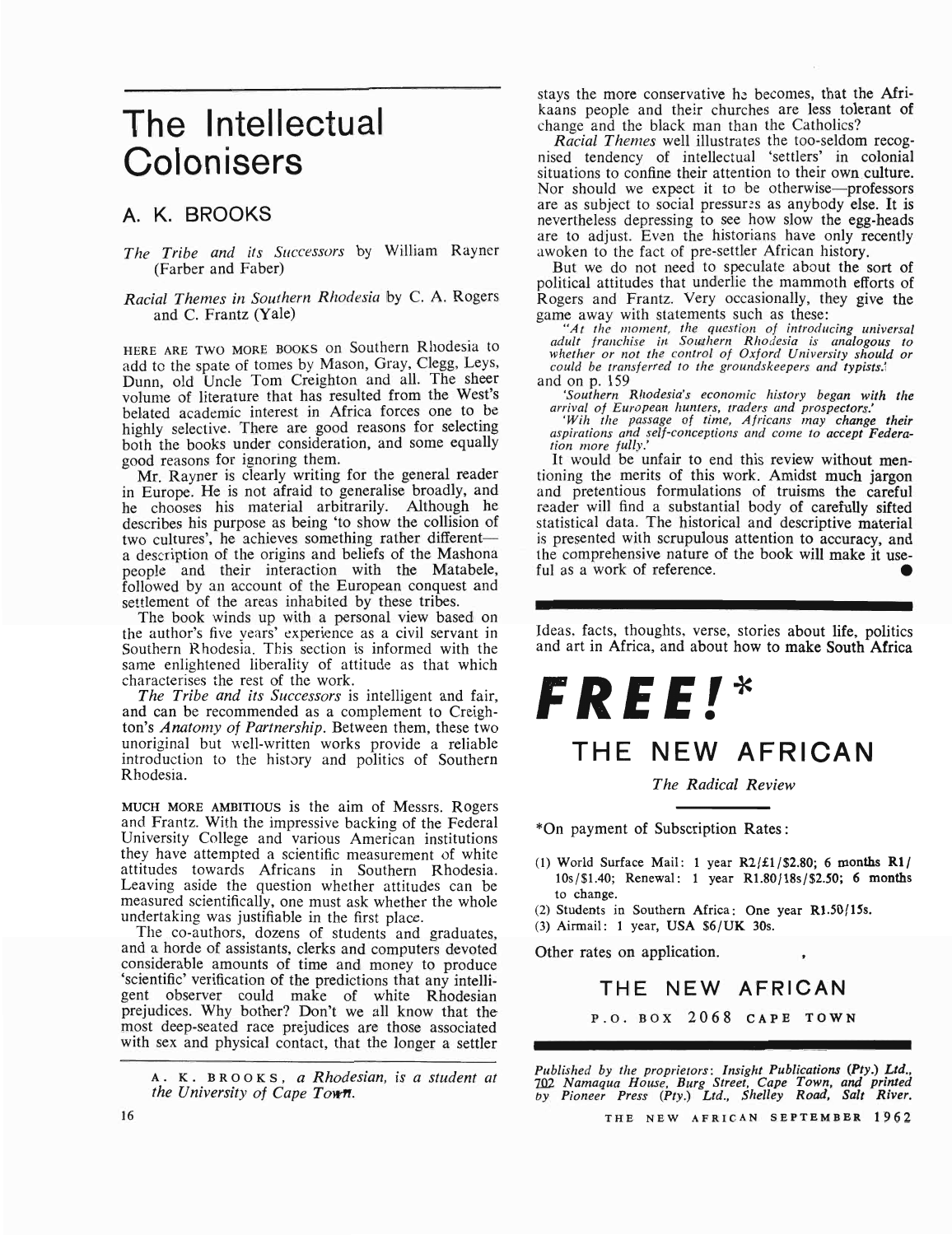# The Intellectual Colonisers

## A. K. BROOKS

*The Tribe and its Successors* by William Rayner (Farber and Faber)

*Racial Themes in Southern Rhodesia* by C. A. Rogers and C. Frantz (Yale)

HERE ARE TWO MORE BOOKS on Southern Rhodesia to add to the spate of tomes by Mason, Gray, Clegg, Leys, Dunn, old Uncle Tom Creighton and all. The sheer volume of literature that has resulted from the West's belated academic interest in Africa forces one to be highly selective. There are good reasons for selecting both the books under consideration, and some equally good reasons for ignoring them.

Mr. Rayner is clearly writing for the general reader in Europe. He is not afraid to generalise broadly, and he chooses his material arbitrarily. Although he describes his purpose as being 'to show the collision of two cultures', he achieves something rather different—a description of the origins and beliefs of the Mashona people and their interaction with the Matabele, followed by an account of the European conquest and settlement of the areas inhabited by these tribes.

The book winds up with a personal view based on the author's five years' experience as a civil servant in Southern Rhodesia. This section is informed with the same enlightened liberality of attitude as that which characterises the rest of the work.

*The Tribe and its Successors* is intelligent and fair, and can be recommended as a complement to Creighton's *Anatomy of Partnership*. Between them, these two unoriginal but well-written works provide a reliable introduction to the history and politics of Southern Rhodesia.

MUCH MORE AMBITIOUS is the aim of Messrs. Rogers and Frantz. With the impressive backing of the Federal University College and various American institutions they have attempted a scientific measurement of white attitudes towards Africans in Southern Rhodesia. Leaving aside the question whether attitudes can be measured scientifically, one must ask whether the whole undertaking was justifiable in the first place.

The co-authors, dozens of students and graduates, and a horde of assistants, clerks and computers devoted considerable amounts of time and money to produce 'scientific' verification of the predictions that any intelligent observer could make of white Rhodesian prejudices. Why bother? Don't we all know that the most deep-seated race prejudices are those associated with sex and physical contact, that the longer a settler stays the more conservative he becomes, that the Afrikaans people and their churches are less tolerant of change and the black man than the Catholics?

*Racial Themes* well illustrates the too-seldom recognised tendency of intellectual 'settlers' in colonial situations to confine their attention to their own culture. Nor should we expect it to be otherwise—professors are as subject to social pressures as anybody else. It is nevertheless depressing to see how slow the egg-heads are to adjust. Even the historians have only recently awoken to the fact of pre-settler African history.

But we do not need to speculate about the sort of political attitudes that underlie the mammoth efforts of Rogers and Frantz. Very occasionally, they give the game away with statements such as these:

> *"At the moment, the question of introducing universal adult franchise in Southern Rhodesia is analogous to whether or not the control of Oxford University should or could be transferred to the groundskeepers and typists.'*

and on p. 159

> *'Southern Rhodesia's economic history began with the arrival of European hunters, traders and prospectors.'*
>
> *'Wih the passage of time, Africans may change their aspirations and self-conceptions and come to accept Federation more fully.'*

It would be unfair to end this review without mentioning the merits of this work. Amidst much jargon and pretentious formulations of truisms the careful reader will find a substantial body of carefully sifted statistical data. The historical and descriptive material is presented with scrupulous attention to accuracy, and the comprehensive nature of the book will make it useful as a work of reference. ●

A. K. BROOKS, *a Rhodesian, is a student at the University of Cape Town.*

---

Ideas, facts, thoughts, verse, stories about life, politics and art in Africa, and about how to make South Africa

# FREE!*

## THE NEW AFRICAN

*The Radical Review*

*On payment of Subscription Rates:

(1) World Surface Mail: 1 year R2/£1/$2.80; 6 months R1/10s/$1.40; Renewal: 1 year R1.80/18s/$2.50; 6 months to change.
(2) Students in Southern Africa: One year R1.50/15s.
(3) Airmail: 1 year, USA $6/UK 30s.

Other rates on application.

## THE NEW AFRICAN

P.O. BOX 2068 CAPE TOWN

*Published by the proprietors: Insight Publications (Pty.) Ltd., 702 Namaqua House, Burg Street, Cape Town, and printed by Pioneer Press (Pty.) Ltd., Shelley Road, Salt River.*